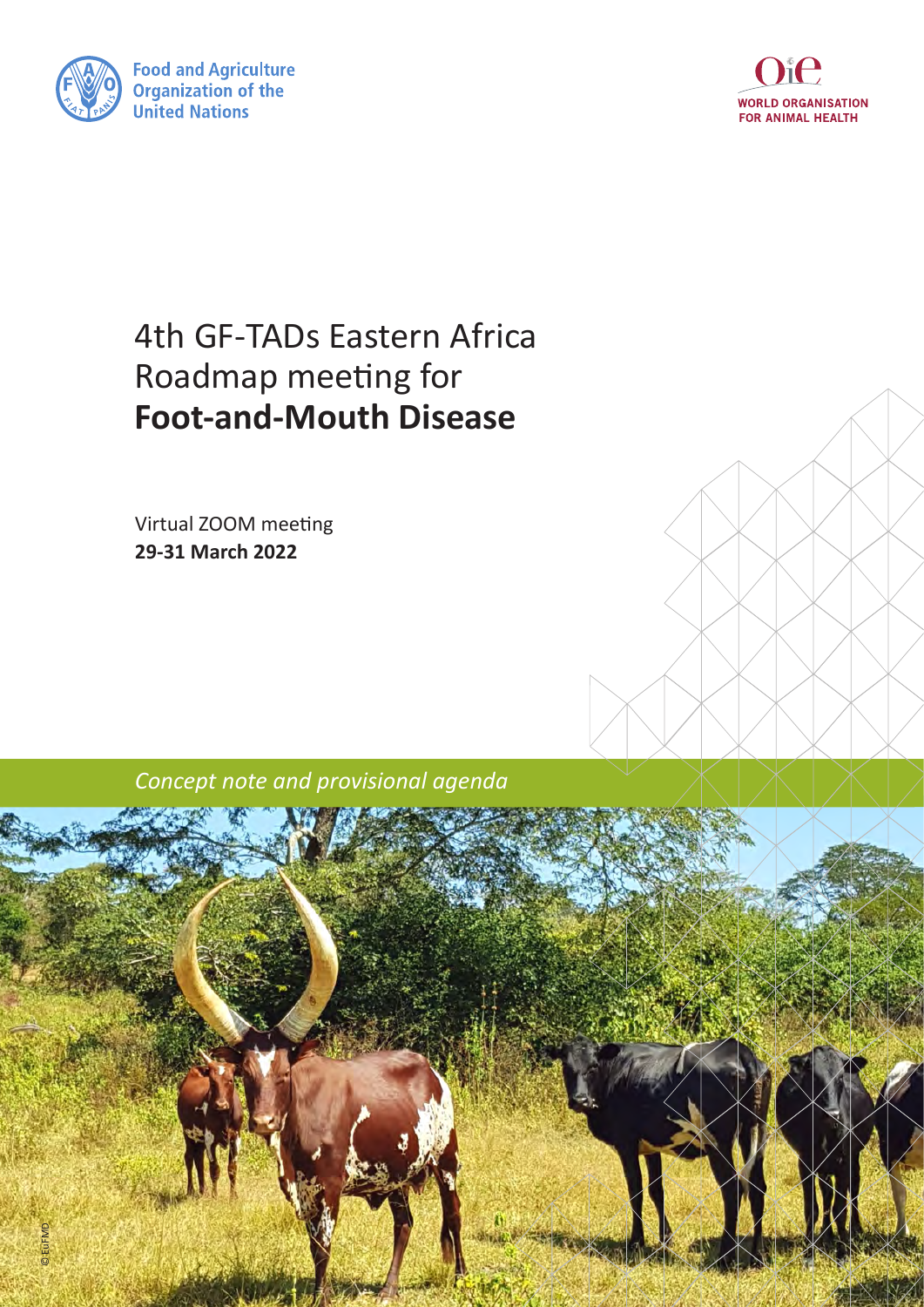Food and Agriculture Organization of the United Nations

WORLD ORGANISATION FOR ANIMAL HEALTH

# 4th GF-TADs Eastern Africa Roadmap meeting for **Foot-and-Mouth Disease**

Virtual ZOOM meeting
**29-31 March 2022**

*Concept note and provisional agenda*

©EuFMD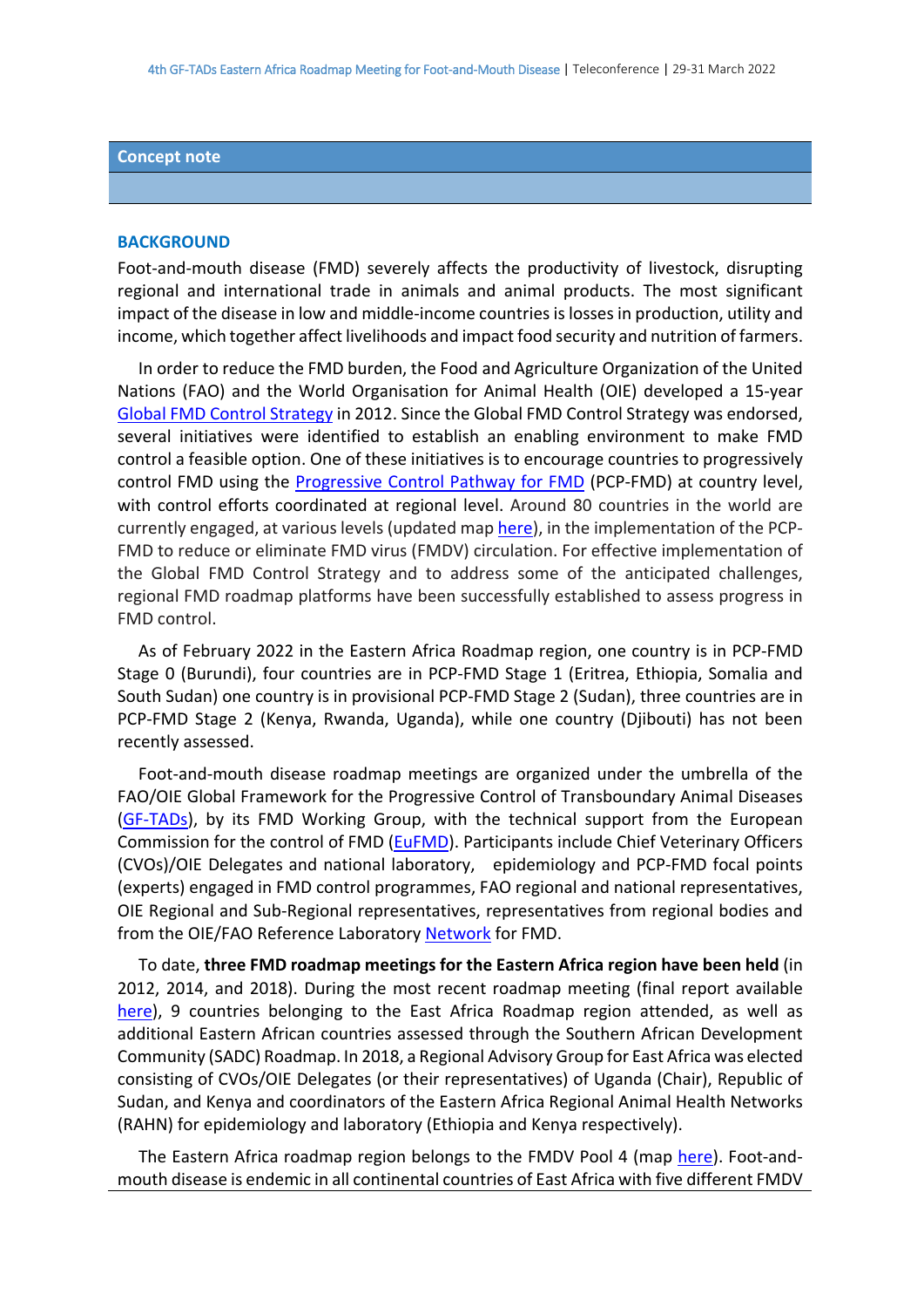## Concept note

### BACKGROUND

Foot-and-mouth disease (FMD) severely affects the productivity of livestock, disrupting regional and international trade in animals and animal products. The most significant impact of the disease in low and middle-income countries is losses in production, utility and income, which together affect livelihoods and impact food security and nutrition of farmers.

In order to reduce the FMD burden, the Food and Agriculture Organization of the United Nations (FAO) and the World Organisation for Animal Health (OIE) developed a 15-year Global FMD Control Strategy in 2012. Since the Global FMD Control Strategy was endorsed, several initiatives were identified to establish an enabling environment to make FMD control a feasible option. One of these initiatives is to encourage countries to progressively control FMD using the Progressive Control Pathway for FMD (PCP-FMD) at country level, with control efforts coordinated at regional level. Around 80 countries in the world are currently engaged, at various levels (updated map here), in the implementation of the PCP-FMD to reduce or eliminate FMD virus (FMDV) circulation. For effective implementation of the Global FMD Control Strategy and to address some of the anticipated challenges, regional FMD roadmap platforms have been successfully established to assess progress in FMD control.

As of February 2022 in the Eastern Africa Roadmap region, one country is in PCP-FMD Stage 0 (Burundi), four countries are in PCP-FMD Stage 1 (Eritrea, Ethiopia, Somalia and South Sudan) one country is in provisional PCP-FMD Stage 2 (Sudan), three countries are in PCP-FMD Stage 2 (Kenya, Rwanda, Uganda), while one country (Djibouti) has not been recently assessed.

Foot-and-mouth disease roadmap meetings are organized under the umbrella of the FAO/OIE Global Framework for the Progressive Control of Transboundary Animal Diseases (GF-TADs), by its FMD Working Group, with the technical support from the European Commission for the control of FMD (EuFMD). Participants include Chief Veterinary Officers (CVOs)/OIE Delegates and national laboratory, epidemiology and PCP-FMD focal points (experts) engaged in FMD control programmes, FAO regional and national representatives, OIE Regional and Sub-Regional representatives, representatives from regional bodies and from the OIE/FAO Reference Laboratory Network for FMD.

To date, **three FMD roadmap meetings for the Eastern Africa region have been held** (in 2012, 2014, and 2018). During the most recent roadmap meeting (final report available here), 9 countries belonging to the East Africa Roadmap region attended, as well as additional Eastern African countries assessed through the Southern African Development Community (SADC) Roadmap. In 2018, a Regional Advisory Group for East Africa was elected consisting of CVOs/OIE Delegates (or their representatives) of Uganda (Chair), Republic of Sudan, and Kenya and coordinators of the Eastern Africa Regional Animal Health Networks (RAHN) for epidemiology and laboratory (Ethiopia and Kenya respectively).

The Eastern Africa roadmap region belongs to the FMDV Pool 4 (map here). Foot-and-mouth disease is endemic in all continental countries of East Africa with five different FMDV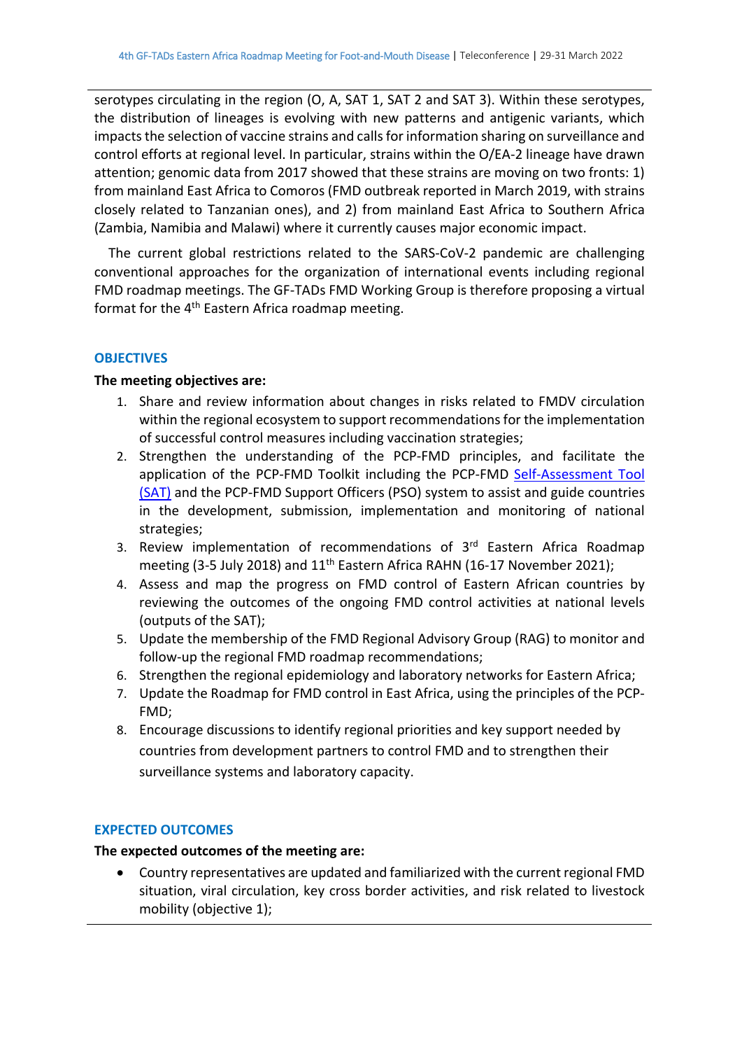serotypes circulating in the region (O, A, SAT 1, SAT 2 and SAT 3). Within these serotypes, the distribution of lineages is evolving with new patterns and antigenic variants, which impacts the selection of vaccine strains and calls for information sharing on surveillance and control efforts at regional level. In particular, strains within the O/EA-2 lineage have drawn attention; genomic data from 2017 showed that these strains are moving on two fronts: 1) from mainland East Africa to Comoros (FMD outbreak reported in March 2019, with strains closely related to Tanzanian ones), and 2) from mainland East Africa to Southern Africa (Zambia, Namibia and Malawi) where it currently causes major economic impact.

The current global restrictions related to the SARS-CoV-2 pandemic are challenging conventional approaches for the organization of international events including regional FMD roadmap meetings. The GF-TADs FMD Working Group is therefore proposing a virtual format for the 4th Eastern Africa roadmap meeting.

## OBJECTIVES

**The meeting objectives are:**

1. Share and review information about changes in risks related to FMDV circulation within the regional ecosystem to support recommendations for the implementation of successful control measures including vaccination strategies;
2. Strengthen the understanding of the PCP-FMD principles, and facilitate the application of the PCP-FMD Toolkit including the PCP-FMD Self-Assessment Tool (SAT) and the PCP-FMD Support Officers (PSO) system to assist and guide countries in the development, submission, implementation and monitoring of national strategies;
3. Review implementation of recommendations of 3rd Eastern Africa Roadmap meeting (3-5 July 2018) and 11th Eastern Africa RAHN (16-17 November 2021);
4. Assess and map the progress on FMD control of Eastern African countries by reviewing the outcomes of the ongoing FMD control activities at national levels (outputs of the SAT);
5. Update the membership of the FMD Regional Advisory Group (RAG) to monitor and follow-up the regional FMD roadmap recommendations;
6. Strengthen the regional epidemiology and laboratory networks for Eastern Africa;
7. Update the Roadmap for FMD control in East Africa, using the principles of the PCP-FMD;
8. Encourage discussions to identify regional priorities and key support needed by countries from development partners to control FMD and to strengthen their surveillance systems and laboratory capacity.

## EXPECTED OUTCOMES

**The expected outcomes of the meeting are:**

- Country representatives are updated and familiarized with the current regional FMD situation, viral circulation, key cross border activities, and risk related to livestock mobility (objective 1);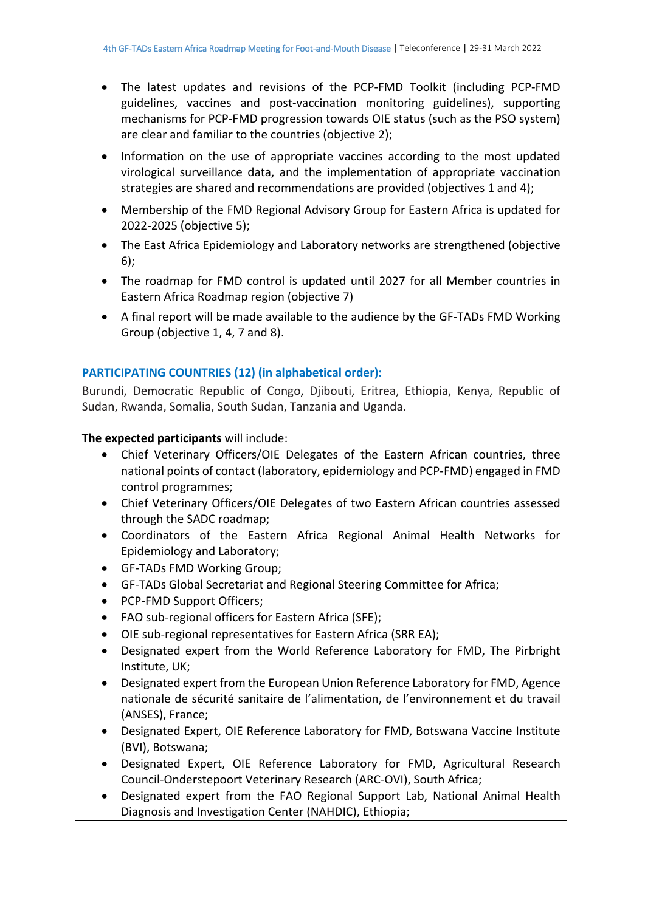- The latest updates and revisions of the PCP-FMD Toolkit (including PCP-FMD guidelines, vaccines and post-vaccination monitoring guidelines), supporting mechanisms for PCP-FMD progression towards OIE status (such as the PSO system) are clear and familiar to the countries (objective 2);
- Information on the use of appropriate vaccines according to the most updated virological surveillance data, and the implementation of appropriate vaccination strategies are shared and recommendations are provided (objectives 1 and 4);
- Membership of the FMD Regional Advisory Group for Eastern Africa is updated for 2022-2025 (objective 5);
- The East Africa Epidemiology and Laboratory networks are strengthened (objective 6);
- The roadmap for FMD control is updated until 2027 for all Member countries in Eastern Africa Roadmap region (objective 7)
- A final report will be made available to the audience by the GF-TADs FMD Working Group (objective 1, 4, 7 and 8).

### PARTICIPATING COUNTRIES (12) (in alphabetical order):

Burundi, Democratic Republic of Congo, Djibouti, Eritrea, Ethiopia, Kenya, Republic of Sudan, Rwanda, Somalia, South Sudan, Tanzania and Uganda.

**The expected participants** will include:

- Chief Veterinary Officers/OIE Delegates of the Eastern African countries, three national points of contact (laboratory, epidemiology and PCP-FMD) engaged in FMD control programmes;
- Chief Veterinary Officers/OIE Delegates of two Eastern African countries assessed through the SADC roadmap;
- Coordinators of the Eastern Africa Regional Animal Health Networks for Epidemiology and Laboratory;
- GF-TADs FMD Working Group;
- GF-TADs Global Secretariat and Regional Steering Committee for Africa;
- PCP-FMD Support Officers;
- FAO sub-regional officers for Eastern Africa (SFE);
- OIE sub-regional representatives for Eastern Africa (SRR EA);
- Designated expert from the World Reference Laboratory for FMD, The Pirbright Institute, UK;
- Designated expert from the European Union Reference Laboratory for FMD, Agence nationale de sécurité sanitaire de l'alimentation, de l'environnement et du travail (ANSES), France;
- Designated Expert, OIE Reference Laboratory for FMD, Botswana Vaccine Institute (BVI), Botswana;
- Designated Expert, OIE Reference Laboratory for FMD, Agricultural Research Council-Onderstepoort Veterinary Research (ARC-OVI), South Africa;
- Designated expert from the FAO Regional Support Lab, National Animal Health Diagnosis and Investigation Center (NAHDIC), Ethiopia;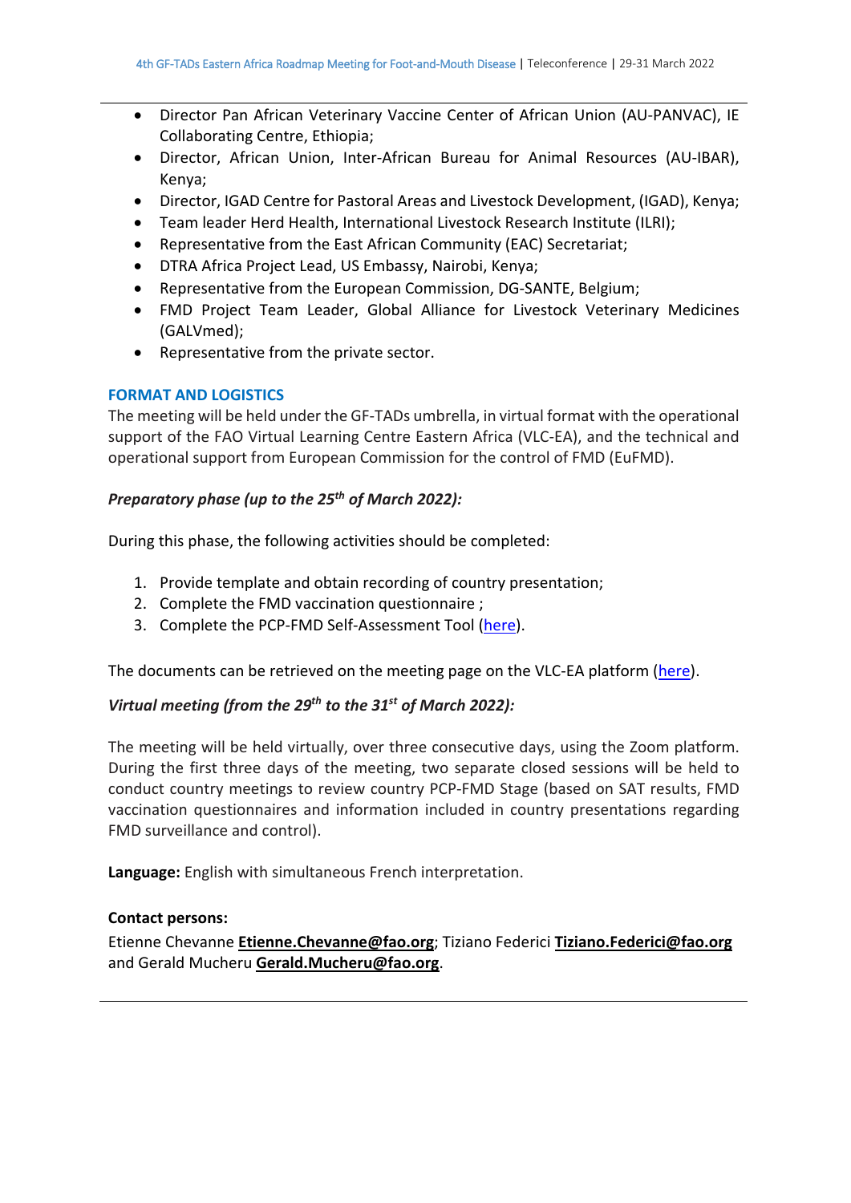- Director Pan African Veterinary Vaccine Center of African Union (AU-PANVAC), IE Collaborating Centre, Ethiopia;
- Director, African Union, Inter-African Bureau for Animal Resources (AU-IBAR), Kenya;
- Director, IGAD Centre for Pastoral Areas and Livestock Development, (IGAD), Kenya;
- Team leader Herd Health, International Livestock Research Institute (ILRI);
- Representative from the East African Community (EAC) Secretariat;
- DTRA Africa Project Lead, US Embassy, Nairobi, Kenya;
- Representative from the European Commission, DG-SANTE, Belgium;
- FMD Project Team Leader, Global Alliance for Livestock Veterinary Medicines (GALVmed);
- Representative from the private sector.

## FORMAT AND LOGISTICS

The meeting will be held under the GF-TADs umbrella, in virtual format with the operational support of the FAO Virtual Learning Centre Eastern Africa (VLC-EA), and the technical and operational support from European Commission for the control of FMD (EuFMD).

***Preparatory phase (up to the 25th of March 2022):***

During this phase, the following activities should be completed:

1. Provide template and obtain recording of country presentation;
2. Complete the FMD vaccination questionnaire ;
3. Complete the PCP-FMD Self-Assessment Tool (here).

The documents can be retrieved on the meeting page on the VLC-EA platform (here).

***Virtual meeting (from the 29th to the 31st of March 2022):***

The meeting will be held virtually, over three consecutive days, using the Zoom platform. During the first three days of the meeting, two separate closed sessions will be held to conduct country meetings to review country PCP-FMD Stage (based on SAT results, FMD vaccination questionnaires and information included in country presentations regarding FMD surveillance and control).

**Language:** English with simultaneous French interpretation.

**Contact persons:**

Etienne Chevanne **Etienne.Chevanne@fao.org**; Tiziano Federici **Tiziano.Federici@fao.org** and Gerald Mucheru **Gerald.Mucheru@fao.org**.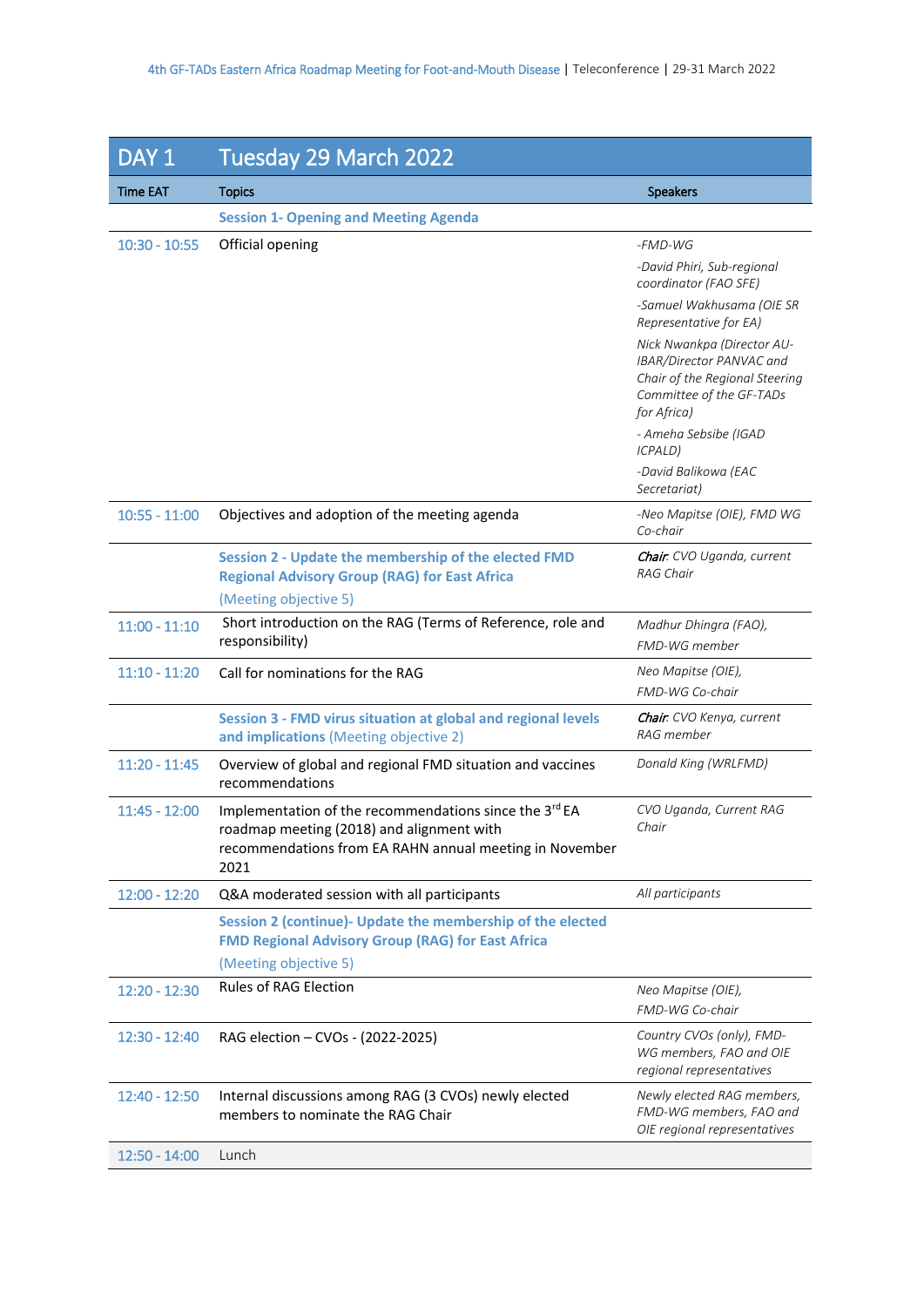| DAY 1 | Tuesday 29 March 2022 | |
|---|---|---|
| **Time EAT** | **Topics** | **Speakers** |
| | **Session 1- Opening and Meeting Agenda** | |
| 10:30 - 10:55 | Official opening | *-FMD-WG*<br>*-David Phiri, Sub-regional coordinator (FAO SFE)*<br>*-Samuel Wakhusama (OIE SR Representative for EA)*<br>*Nick Nwankpa (Director AU-IBAR/Director PANVAC and Chair of the Regional Steering Committee of the GF-TADs for Africa)*<br>*- Ameha Sebsibe (IGAD ICPALD)*<br>*-David Balikowa (EAC Secretariat)* |
| 10:55 - 11:00 | Objectives and adoption of the meeting agenda | *-Neo Mapitse (OIE), FMD WG Co-chair* |
| | **Session 2 - Update the membership of the elected FMD Regional Advisory Group (RAG) for East Africa**<br>(Meeting objective 5) | ***Chair**: CVO Uganda, current RAG Chair* |
| 11:00 - 11:10 | Short introduction on the RAG (Terms of Reference, role and responsibility) | *Madhur Dhingra (FAO), FMD-WG member* |
| 11:10 - 11:20 | Call for nominations for the RAG | *Neo Mapitse (OIE), FMD-WG Co-chair* |
| | **Session 3 - FMD virus situation at global and regional levels and implications** (Meeting objective 2) | ***Chair**: CVO Kenya, current RAG member* |
| 11:20 - 11:45 | Overview of global and regional FMD situation and vaccines recommendations | *Donald King (WRLFMD)* |
| 11:45 - 12:00 | Implementation of the recommendations since the 3rd EA roadmap meeting (2018) and alignment with recommendations from EA RAHN annual meeting in November 2021 | *CVO Uganda, Current RAG Chair* |
| 12:00 - 12:20 | Q&A moderated session with all participants | *All participants* |
| | **Session 2 (continue)- Update the membership of the elected FMD Regional Advisory Group (RAG) for East Africa**<br>(Meeting objective 5) | |
| 12:20 - 12:30 | Rules of RAG Election | *Neo Mapitse (OIE), FMD-WG Co-chair* |
| 12:30 - 12:40 | RAG election – CVOs - (2022-2025) | *Country CVOs (only), FMD-WG members, FAO and OIE regional representatives* |
| 12:40 - 12:50 | Internal discussions among RAG (3 CVOs) newly elected members to nominate the RAG Chair | *Newly elected RAG members, FMD-WG members, FAO and OIE regional representatives* |
| 12:50 - 14:00 | Lunch | |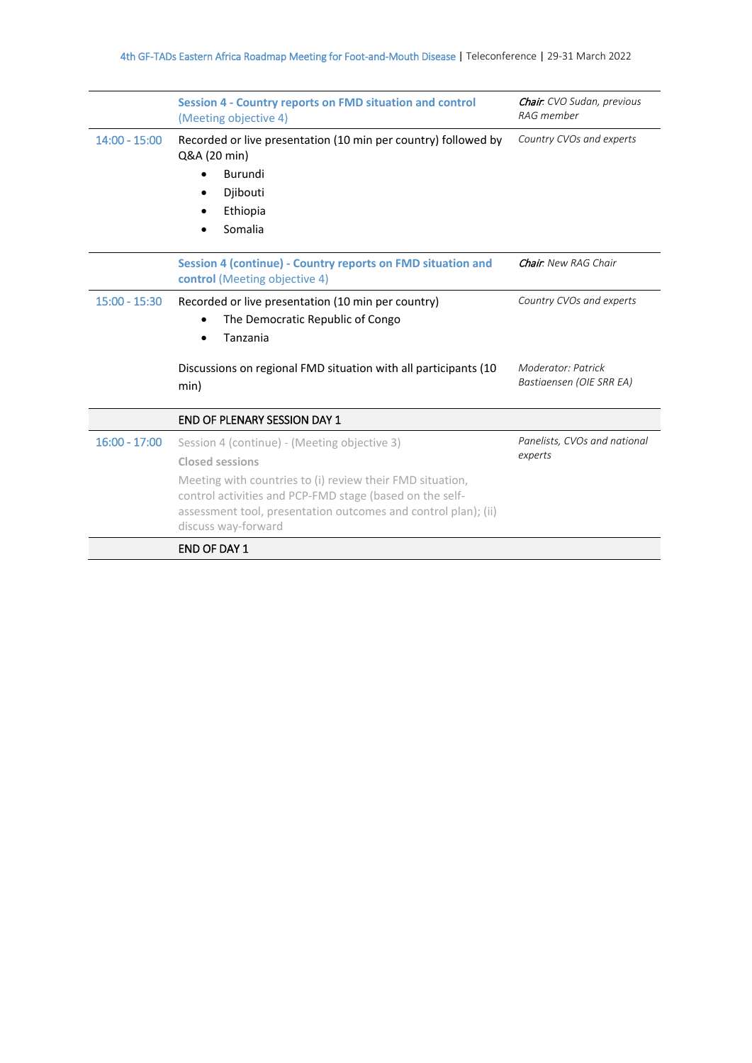| | | |
|---|---|---|
| | **Session 4 - Country reports on FMD situation and control** (Meeting objective 4) | ***Chair*:** *CVO Sudan, previous RAG member* |
| 14:00 - 15:00 | Recorded or live presentation (10 min per country) followed by Q&A (20 min)<br>• Burundi<br>• Djibouti<br>• Ethiopia<br>• Somalia | *Country CVOs and experts* |
| | **Session 4 (continue) - Country reports on FMD situation and control** (Meeting objective 4) | ***Chair*:** *New RAG Chair* |
| 15:00 - 15:30 | Recorded or live presentation (10 min per country)<br>• The Democratic Republic of Congo<br>• Tanzania | *Country CVOs and experts* |
| | Discussions on regional FMD situation with all participants (10 min) | *Moderator: Patrick Bastiaensen (OIE SRR EA)* |
| | END OF PLENARY SESSION DAY 1 | |
| 16:00 - 17:00 | Session 4 (continue) - (Meeting objective 3)<br>**Closed sessions**<br>Meeting with countries to (i) review their FMD situation, control activities and PCP-FMD stage (based on the self-assessment tool, presentation outcomes and control plan); (ii) discuss way-forward | *Panelists, CVOs and national experts* |
| | END OF DAY 1 | |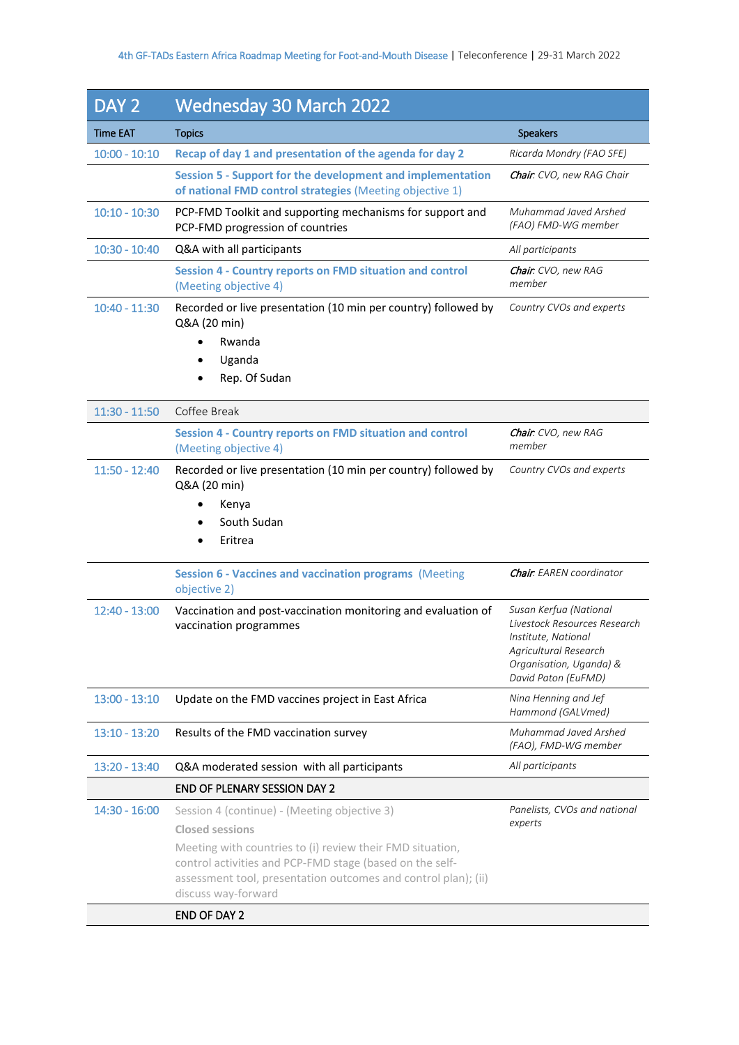| DAY 2 | Wednesday 30 March 2022 | |
|---|---|---|
| **Time EAT** | **Topics** | **Speakers** |
| 10:00 - 10:10 | **Recap of day 1 and presentation of the agenda for day 2** | *Ricarda Mondry (FAO SFE)* |
| | **Session 5 - Support for the development and implementation of national FMD control strategies** (Meeting objective 1) | ***Chair**: CVO, new RAG Chair* |
| 10:10 - 10:30 | PCP-FMD Toolkit and supporting mechanisms for support and PCP-FMD progression of countries | *Muhammad Javed Arshed (FAO) FMD-WG member* |
| 10:30 - 10:40 | Q&A with all participants | *All participants* |
| | **Session 4 - Country reports on FMD situation and control** (Meeting objective 4) | ***Chair**: CVO, new RAG member* |
| 10:40 - 11:30 | Recorded or live presentation (10 min per country) followed by Q&A (20 min)<br>• Rwanda<br>• Uganda<br>• Rep. Of Sudan | *Country CVOs and experts* |
| 11:30 - 11:50 | Coffee Break | |
| | **Session 4 - Country reports on FMD situation and control** (Meeting objective 4) | ***Chair**: CVO, new RAG member* |
| 11:50 - 12:40 | Recorded or live presentation (10 min per country) followed by Q&A (20 min)<br>• Kenya<br>• South Sudan<br>• Eritrea | *Country CVOs and experts* |
| | **Session 6 - Vaccines and vaccination programs** (Meeting objective 2) | ***Chair**: EAREN coordinator* |
| 12:40 - 13:00 | Vaccination and post-vaccination monitoring and evaluation of vaccination programmes | *Susan Kerfua (National Livestock Resources Research Institute, National Agricultural Research Organisation, Uganda) & David Paton (EuFMD)* |
| 13:00 - 13:10 | Update on the FMD vaccines project in East Africa | *Nina Henning and Jef Hammond (GALVmed)* |
| 13:10 - 13:20 | Results of the FMD vaccination survey | *Muhammad Javed Arshed (FAO), FMD-WG member* |
| 13:20 - 13:40 | Q&A moderated session with all participants | *All participants* |
| | END OF PLENARY SESSION DAY 2 | |
| 14:30 - 16:00 | Session 4 (continue) - (Meeting objective 3)<br>**Closed sessions**<br>Meeting with countries to (i) review their FMD situation, control activities and PCP-FMD stage (based on the self-assessment tool, presentation outcomes and control plan); (ii) discuss way-forward | *Panelists, CVOs and national experts* |
| | END OF DAY 2 | |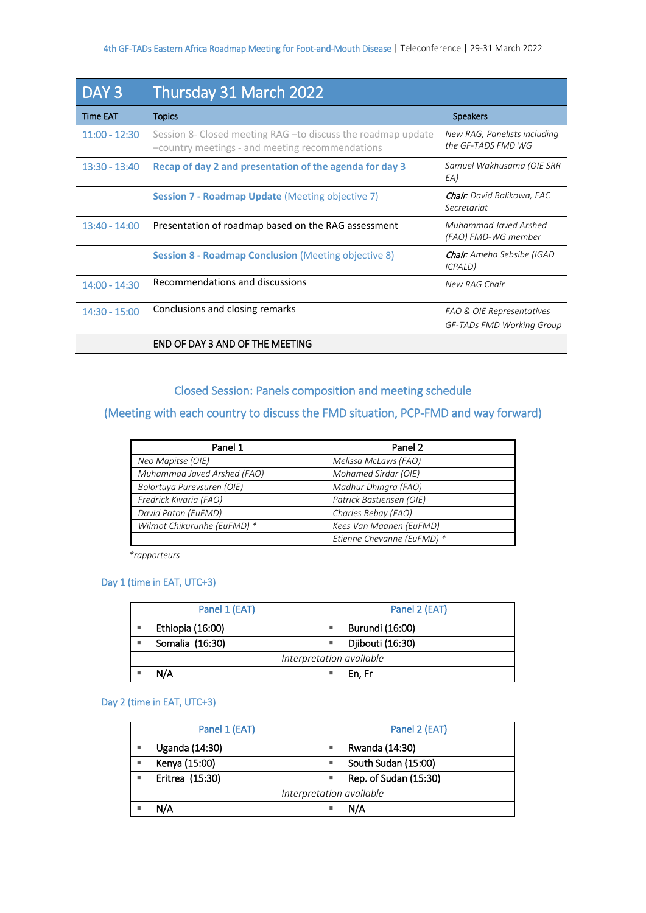| DAY 3 | Thursday 31 March 2022 | |
|---|---|---|
| Time EAT | Topics | Speakers |
| 11:00 - 12:30 | Session 8- Closed meeting RAG –to discuss the roadmap update –country meetings - and meeting recommendations | *New RAG, Panelists including the GF-TADS FMD WG* |
| 13:30 - 13:40 | **Recap of day 2 and presentation of the agenda for day 3** | *Samuel Wakhusama (OIE SRR EA)* |
| | **Session 7 - Roadmap Update** (Meeting objective 7) | ***Chair**: David Balikowa, EAC Secretariat* |
| 13:40 - 14:00 | Presentation of roadmap based on the RAG assessment | *Muhammad Javed Arshed (FAO) FMD-WG member* |
| | **Session 8 - Roadmap Conclusion** (Meeting objective 8) | ***Chair**: Ameha Sebsibe (IGAD ICPALD)* |
| 14:00 - 14:30 | Recommendations and discussions | *New RAG Chair* |
| 14:30 - 15:00 | Conclusions and closing remarks | *FAO & OIE Representatives GF-TADs FMD Working Group* |
| | END OF DAY 3 AND OF THE MEETING | |

## Closed Session: Panels composition and meeting schedule

## (Meeting with each country to discuss the FMD situation, PCP-FMD and way forward)

| Panel 1 | Panel 2 |
|---|---|
| *Neo Mapitse (OIE)* | *Melissa McLaws (FAO)* |
| *Muhammad Javed Arshed (FAO)* | *Mohamed Sirdar (OIE)* |
| *Bolortuya Purevsuren (OIE)* | *Madhur Dhingra (FAO)* |
| *Fredrick Kivaria (FAO)* | *Patrick Bastiensen (OIE)* |
| *David Paton (EuFMD)* | *Charles Bebay (FAO)* |
| *Wilmot Chikurunhe (EuFMD) ** | *Kees Van Maanen (EuFMD)* |
| | *Etienne Chevanne (EuFMD) ** |

**rapporteurs*

### Day 1 (time in EAT, UTC+3)

| Panel 1 (EAT) | Panel 2 (EAT) |
|---|---|
| ▪ Ethiopia (16:00) | ▪ Burundi (16:00) |
| ▪ Somalia (16:30) | ▪ Djibouti (16:30) |
| *Interpretation available* | |
| ▪ N/A | ▪ En, Fr |

### Day 2 (time in EAT, UTC+3)

| Panel 1 (EAT) | Panel 2 (EAT) |
|---|---|
| ▪ Uganda (14:30) | ▪ Rwanda (14:30) |
| ▪ Kenya (15:00) | ▪ South Sudan (15:00) |
| ▪ Eritrea (15:30) | ▪ Rep. of Sudan (15:30) |
| *Interpretation available* | |
| ▪ N/A | ▪ N/A |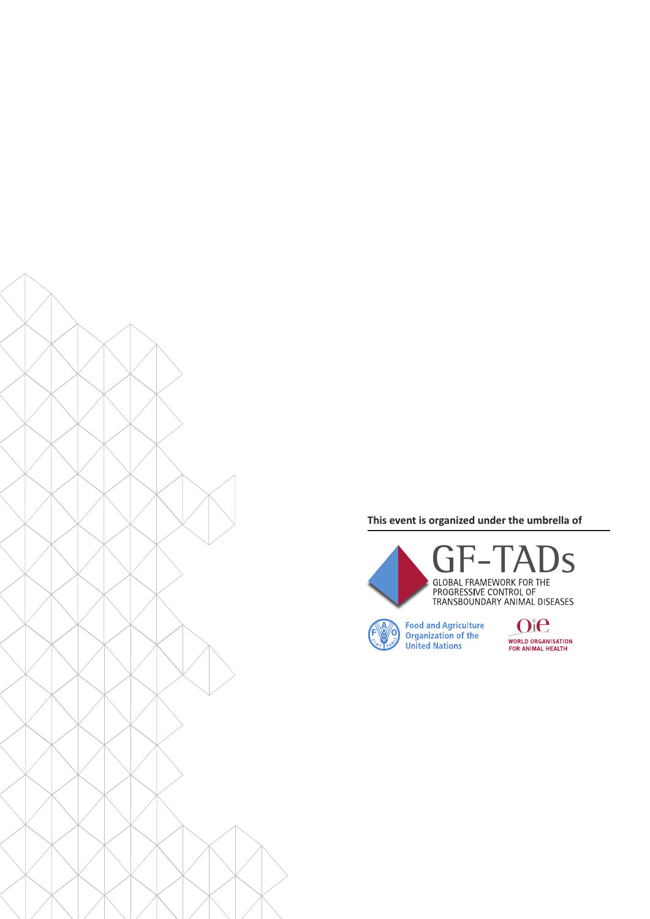**This event is organized under the umbrella of**

GF-TADs

GLOBAL FRAMEWORK FOR THE PROGRESSIVE CONTROL OF TRANSBOUNDARY ANIMAL DISEASES

Food and Agriculture Organization of the United Nations

WORLD ORGANISATION FOR ANIMAL HEALTH